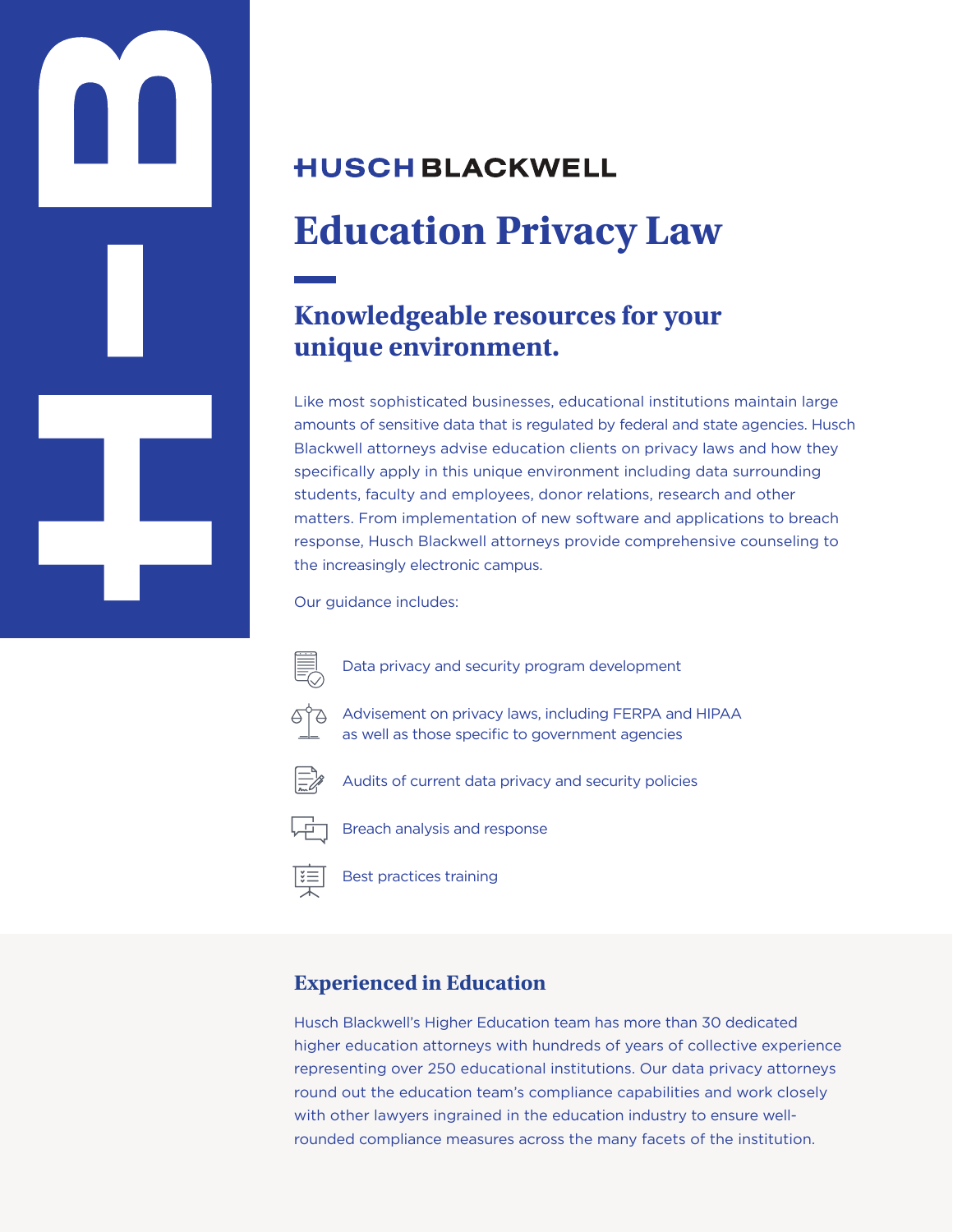HUSCH BLACKWELL

# Education Privacy Law

## Knowledgeable resources for your unique environment.

Like most sophisticated businesses, educational institutions maintain large amounts of sensitive data that is regulated by federal and state agencies. Husch Blackwell attorneys advise education clients on privacy laws and how they specifically apply in this unique environment including data surrounding students, faculty and employees, donor relations, research and other matters. From implementation of new software and applications to breach response, Husch Blackwell attorneys provide comprehensive counseling to the increasingly electronic campus.

Our guidance includes:

- Data privacy and security program development
- Advisement on privacy laws, including FERPA and HIPAA as well as those specific to government agencies
- Audits of current data privacy and security policies
- Breach analysis and response
- Best practices training

## Experienced in Education

Husch Blackwell's Higher Education team has more than 30 dedicated higher education attorneys with hundreds of years of collective experience representing over 250 educational institutions. Our data privacy attorneys round out the education team's compliance capabilities and work closely with other lawyers ingrained in the education industry to ensure well-rounded compliance measures across the many facets of the institution.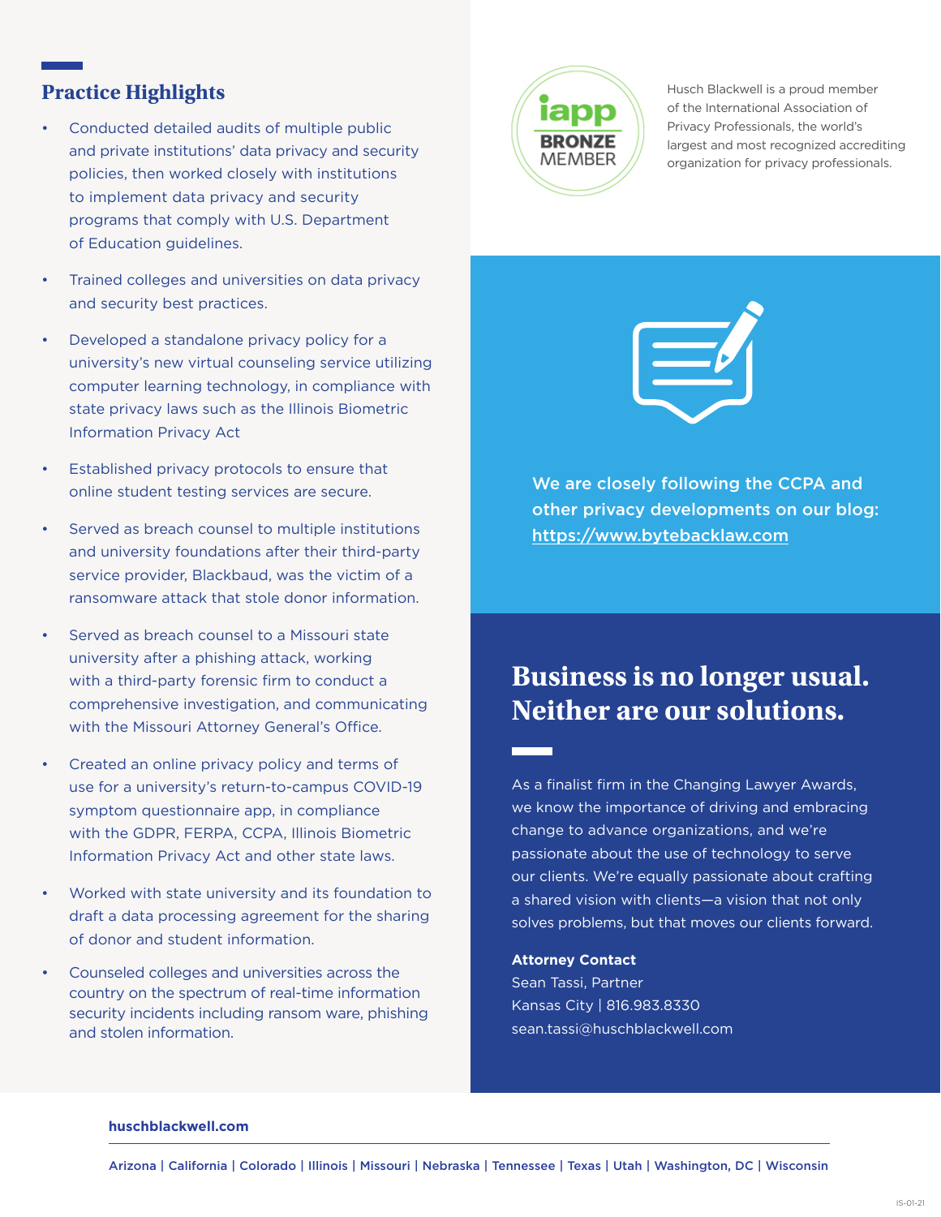## Practice Highlights

- Conducted detailed audits of multiple public and private institutions' data privacy and security policies, then worked closely with institutions to implement data privacy and security programs that comply with U.S. Department of Education guidelines.
- Trained colleges and universities on data privacy and security best practices.
- Developed a standalone privacy policy for a university's new virtual counseling service utilizing computer learning technology, in compliance with state privacy laws such as the Illinois Biometric Information Privacy Act
- Established privacy protocols to ensure that online student testing services are secure.
- Served as breach counsel to multiple institutions and university foundations after their third-party service provider, Blackbaud, was the victim of a ransomware attack that stole donor information.
- Served as breach counsel to a Missouri state university after a phishing attack, working with a third-party forensic firm to conduct a comprehensive investigation, and communicating with the Missouri Attorney General's Office.
- Created an online privacy policy and terms of use for a university's return-to-campus COVID-19 symptom questionnaire app, in compliance with the GDPR, FERPA, CCPA, Illinois Biometric Information Privacy Act and other state laws.
- Worked with state university and its foundation to draft a data processing agreement for the sharing of donor and student information.
- Counseled colleges and universities across the country on the spectrum of real-time information security incidents including ransom ware, phishing and stolen information.

iapp BRONZE MEMBER

Husch Blackwell is a proud member of the International Association of Privacy Professionals, the world's largest and most recognized accrediting organization for privacy professionals.

**We are closely following the CCPA and other privacy developments on our blog: https://www.bytebacklaw.com**

## Business is no longer usual. Neither are our solutions.

As a finalist firm in the Changing Lawyer Awards, we know the importance of driving and embracing change to advance organizations, and we're passionate about the use of technology to serve our clients. We're equally passionate about crafting a shared vision with clients—a vision that not only solves problems, but that moves our clients forward.

**Attorney Contact**
Sean Tassi, Partner
Kansas City | 816.983.8330
sean.tassi@huschblackwell.com

**huschblackwell.com**

**Arizona | California | Colorado | Illinois | Missouri | Nebraska | Tennessee | Texas | Utah | Washington, DC | Wisconsin**

IS-01-21